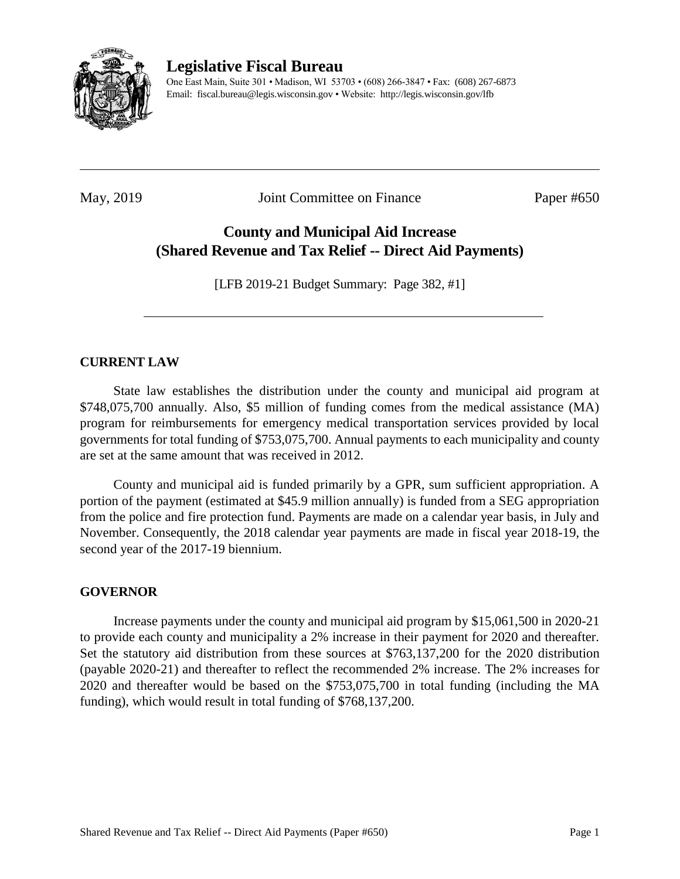# Legislative Fiscal Bureau

One East Main, Suite 301 • Madison, WI 53703 • (608) 266-3847 • Fax: (608) 267-6873
Email: fiscal.bureau@legis.wisconsin.gov • Website: http://legis.wisconsin.gov/lfb

---

May, 2019 Joint Committee on Finance Paper #650

## County and Municipal Aid Increase (Shared Revenue and Tax Relief -- Direct Aid Payments)

[LFB 2019-21 Budget Summary: Page 382, #1]

---

### CURRENT LAW

State law establishes the distribution under the county and municipal aid program at $748,075,700 annually. Also, $5 million of funding comes from the medical assistance (MA) program for reimbursements for emergency medical transportation services provided by local governments for total funding of $753,075,700. Annual payments to each municipality and county are set at the same amount that was received in 2012.

County and municipal aid is funded primarily by a GPR, sum sufficient appropriation. A portion of the payment (estimated at $45.9 million annually) is funded from a SEG appropriation from the police and fire protection fund. Payments are made on a calendar year basis, in July and November. Consequently, the 2018 calendar year payments are made in fiscal year 2018-19, the second year of the 2017-19 biennium.

### GOVERNOR

Increase payments under the county and municipal aid program by $15,061,500 in 2020-21 to provide each county and municipality a 2% increase in their payment for 2020 and thereafter. Set the statutory aid distribution from these sources at $763,137,200 for the 2020 distribution (payable 2020-21) and thereafter to reflect the recommended 2% increase. The 2% increases for 2020 and thereafter would be based on the $753,075,700 in total funding (including the MA funding), which would result in total funding of $768,137,200.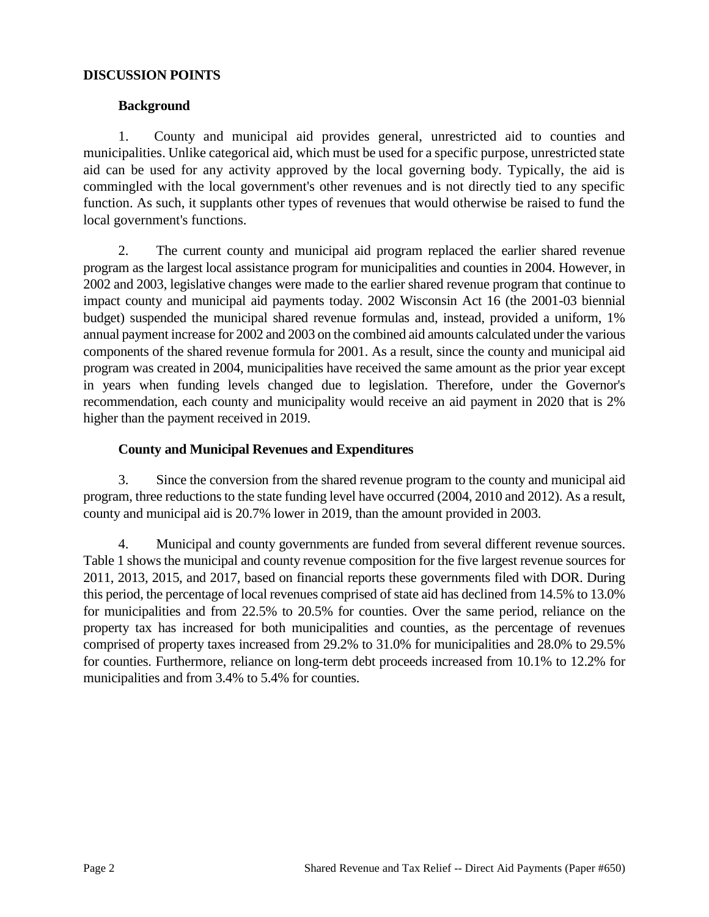## DISCUSSION POINTS

### Background

1. County and municipal aid provides general, unrestricted aid to counties and municipalities. Unlike categorical aid, which must be used for a specific purpose, unrestricted state aid can be used for any activity approved by the local governing body. Typically, the aid is commingled with the local government's other revenues and is not directly tied to any specific function. As such, it supplants other types of revenues that would otherwise be raised to fund the local government's functions.

2. The current county and municipal aid program replaced the earlier shared revenue program as the largest local assistance program for municipalities and counties in 2004. However, in 2002 and 2003, legislative changes were made to the earlier shared revenue program that continue to impact county and municipal aid payments today. 2002 Wisconsin Act 16 (the 2001-03 biennial budget) suspended the municipal shared revenue formulas and, instead, provided a uniform, 1% annual payment increase for 2002 and 2003 on the combined aid amounts calculated under the various components of the shared revenue formula for 2001. As a result, since the county and municipal aid program was created in 2004, municipalities have received the same amount as the prior year except in years when funding levels changed due to legislation. Therefore, under the Governor's recommendation, each county and municipality would receive an aid payment in 2020 that is 2% higher than the payment received in 2019.

### County and Municipal Revenues and Expenditures

3. Since the conversion from the shared revenue program to the county and municipal aid program, three reductions to the state funding level have occurred (2004, 2010 and 2012). As a result, county and municipal aid is 20.7% lower in 2019, than the amount provided in 2003.

4. Municipal and county governments are funded from several different revenue sources. Table 1 shows the municipal and county revenue composition for the five largest revenue sources for 2011, 2013, 2015, and 2017, based on financial reports these governments filed with DOR. During this period, the percentage of local revenues comprised of state aid has declined from 14.5% to 13.0% for municipalities and from 22.5% to 20.5% for counties. Over the same period, reliance on the property tax has increased for both municipalities and counties, as the percentage of revenues comprised of property taxes increased from 29.2% to 31.0% for municipalities and 28.0% to 29.5% for counties. Furthermore, reliance on long-term debt proceeds increased from 10.1% to 12.2% for municipalities and from 3.4% to 5.4% for counties.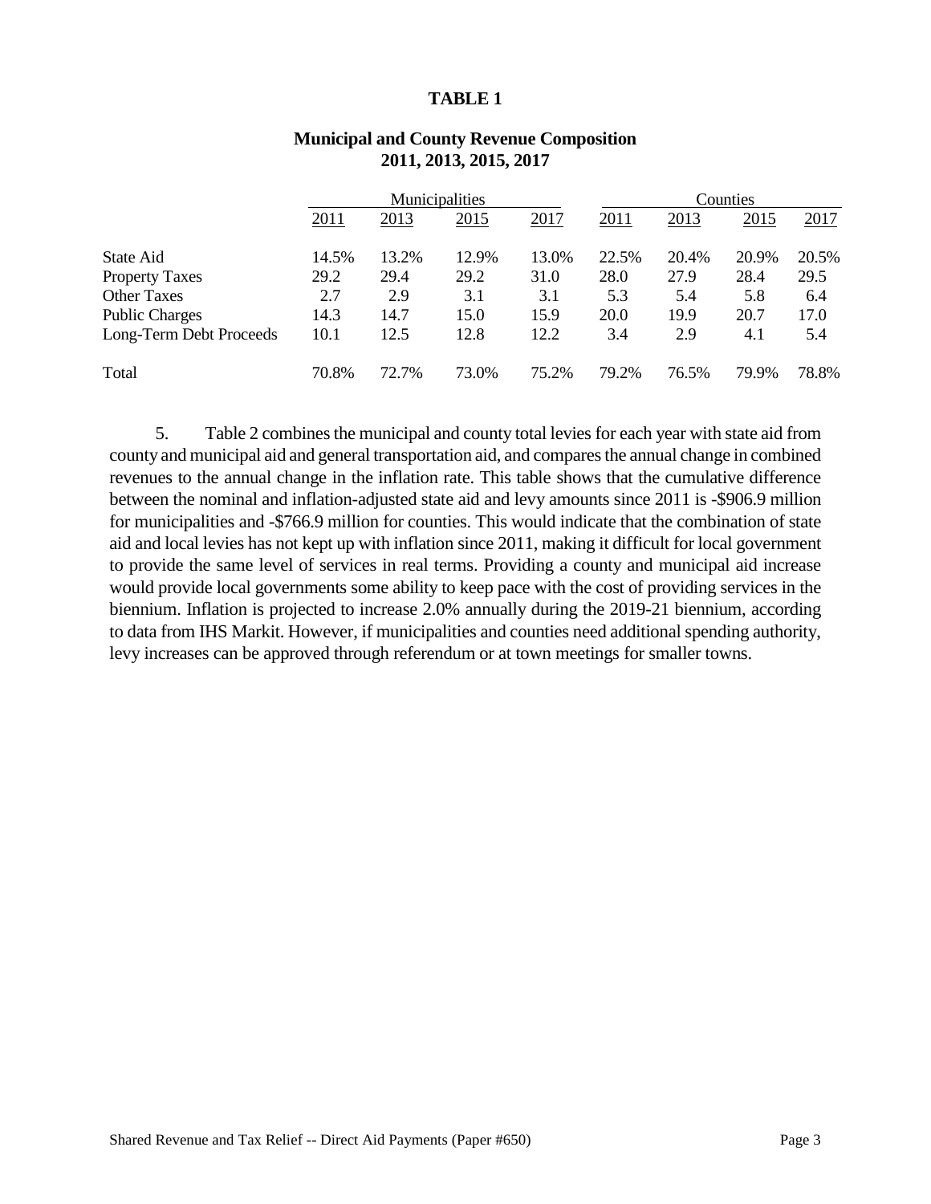**TABLE 1**

**Municipal and County Revenue Composition**
**2011, 2013, 2015, 2017**

| | Municipalities | | | | Counties | | | |
|---|---|---|---|---|---|---|---|---|
| | 2011 | 2013 | 2015 | 2017 | 2011 | 2013 | 2015 | 2017 |
| State Aid | 14.5% | 13.2% | 12.9% | 13.0% | 22.5% | 20.4% | 20.9% | 20.5% |
| Property Taxes | 29.2 | 29.4 | 29.2 | 31.0 | 28.0 | 27.9 | 28.4 | 29.5 |
| Other Taxes | 2.7 | 2.9 | 3.1 | 3.1 | 5.3 | 5.4 | 5.8 | 6.4 |
| Public Charges | 14.3 | 14.7 | 15.0 | 15.9 | 20.0 | 19.9 | 20.7 | 17.0 |
| Long-Term Debt Proceeds | 10.1 | 12.5 | 12.8 | 12.2 | 3.4 | 2.9 | 4.1 | 5.4 |
| Total | 70.8% | 72.7% | 73.0% | 75.2% | 79.2% | 76.5% | 79.9% | 78.8% |

5. Table 2 combines the municipal and county total levies for each year with state aid from county and municipal aid and general transportation aid, and compares the annual change in combined revenues to the annual change in the inflation rate. This table shows that the cumulative difference between the nominal and inflation-adjusted state aid and levy amounts since 2011 is -$906.9 million for municipalities and -$766.9 million for counties. This would indicate that the combination of state aid and local levies has not kept up with inflation since 2011, making it difficult for local government to provide the same level of services in real terms. Providing a county and municipal aid increase would provide local governments some ability to keep pace with the cost of providing services in the biennium. Inflation is projected to increase 2.0% annually during the 2019-21 biennium, according to data from IHS Markit. However, if municipalities and counties need additional spending authority, levy increases can be approved through referendum or at town meetings for smaller towns.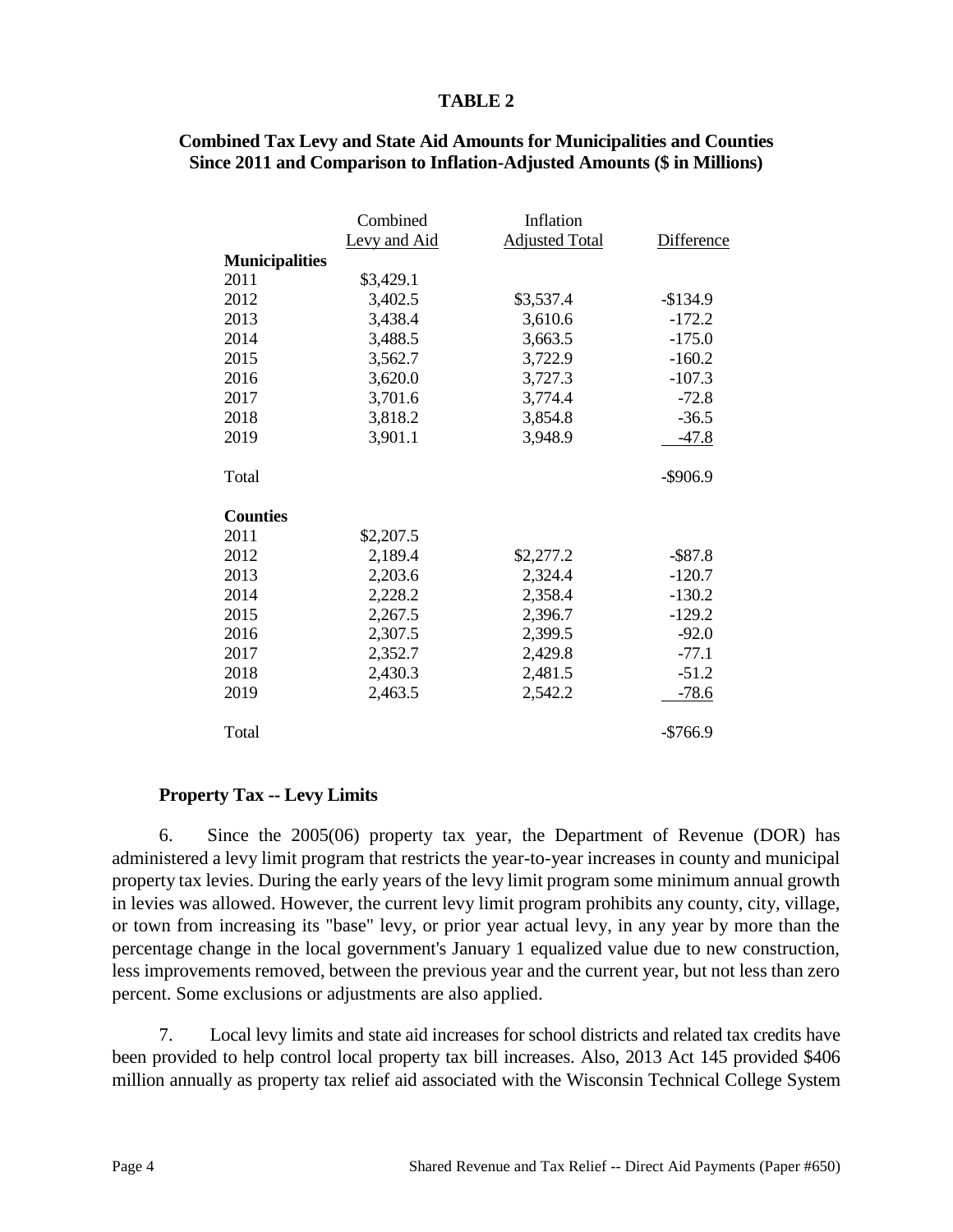**TABLE 2**

**Combined Tax Levy and State Aid Amounts for Municipalities and Counties Since 2011 and Comparison to Inflation-Adjusted Amounts ($ in Millions)**

| | Combined Levy and Aid | Inflation Adjusted Total | Difference |
|---|---|---|---|
| **Municipalities** | | | |
| 2011 | $3,429.1 | | |
| 2012 | 3,402.5 | $3,537.4 | -$134.9 |
| 2013 | 3,438.4 | 3,610.6 | -172.2 |
| 2014 | 3,488.5 | 3,663.5 | -175.0 |
| 2015 | 3,562.7 | 3,722.9 | -160.2 |
| 2016 | 3,620.0 | 3,727.3 | -107.3 |
| 2017 | 3,701.6 | 3,774.4 | -72.8 |
| 2018 | 3,818.2 | 3,854.8 | -36.5 |
| 2019 | 3,901.1 | 3,948.9 | -47.8 |
| Total | | | -$906.9 |
| **Counties** | | | |
| 2011 | $2,207.5 | | |
| 2012 | 2,189.4 | $2,277.2 | -$87.8 |
| 2013 | 2,203.6 | 2,324.4 | -120.7 |
| 2014 | 2,228.2 | 2,358.4 | -130.2 |
| 2015 | 2,267.5 | 2,396.7 | -129.2 |
| 2016 | 2,307.5 | 2,399.5 | -92.0 |
| 2017 | 2,352.7 | 2,429.8 | -77.1 |
| 2018 | 2,430.3 | 2,481.5 | -51.2 |
| 2019 | 2,463.5 | 2,542.2 | -78.6 |
| Total | | | -$766.9 |

**Property Tax -- Levy Limits**

6. Since the 2005(06) property tax year, the Department of Revenue (DOR) has administered a levy limit program that restricts the year-to-year increases in county and municipal property tax levies. During the early years of the levy limit program some minimum annual growth in levies was allowed. However, the current levy limit program prohibits any county, city, village, or town from increasing its "base" levy, or prior year actual levy, in any year by more than the percentage change in the local government's January 1 equalized value due to new construction, less improvements removed, between the previous year and the current year, but not less than zero percent. Some exclusions or adjustments are also applied.

7. Local levy limits and state aid increases for school districts and related tax credits have been provided to help control local property tax bill increases. Also, 2013 Act 145 provided $406 million annually as property tax relief aid associated with the Wisconsin Technical College System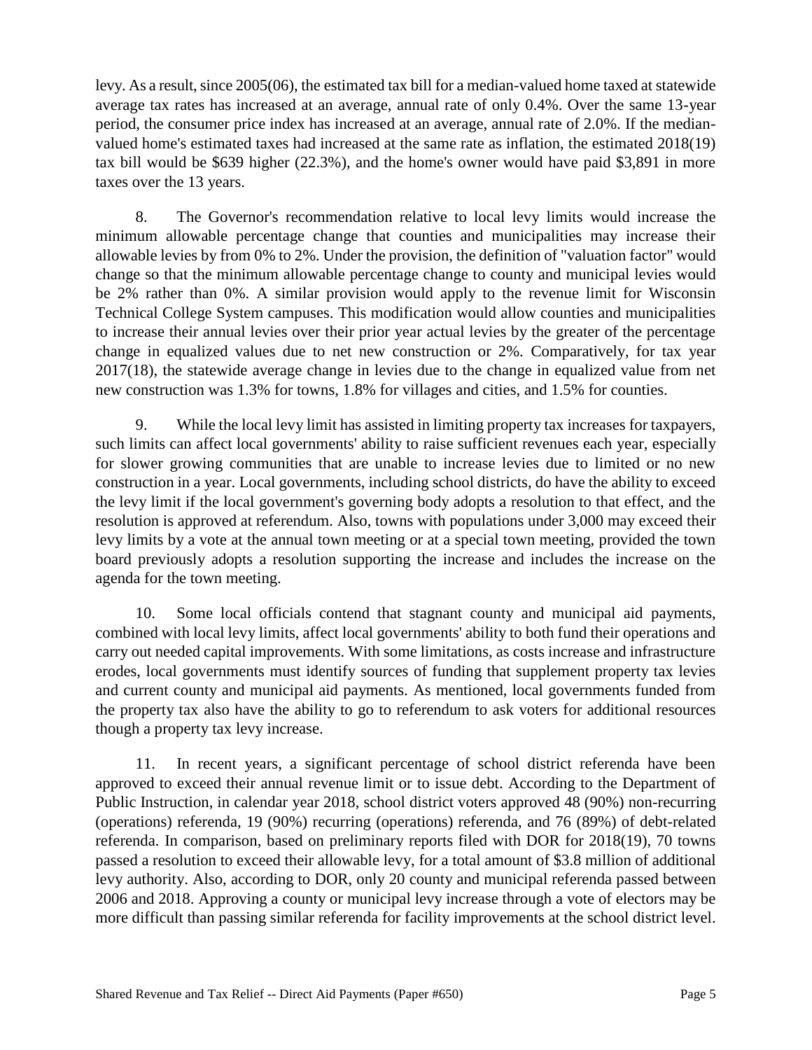levy. As a result, since 2005(06), the estimated tax bill for a median-valued home taxed at statewide average tax rates has increased at an average, annual rate of only 0.4%. Over the same 13-year period, the consumer price index has increased at an average, annual rate of 2.0%. If the median-valued home's estimated taxes had increased at the same rate as inflation, the estimated 2018(19) tax bill would be $639 higher (22.3%), and the home's owner would have paid $3,891 in more taxes over the 13 years.

8. The Governor's recommendation relative to local levy limits would increase the minimum allowable percentage change that counties and municipalities may increase their allowable levies by from 0% to 2%. Under the provision, the definition of "valuation factor" would change so that the minimum allowable percentage change to county and municipal levies would be 2% rather than 0%. A similar provision would apply to the revenue limit for Wisconsin Technical College System campuses. This modification would allow counties and municipalities to increase their annual levies over their prior year actual levies by the greater of the percentage change in equalized values due to net new construction or 2%. Comparatively, for tax year 2017(18), the statewide average change in levies due to the change in equalized value from net new construction was 1.3% for towns, 1.8% for villages and cities, and 1.5% for counties.

9. While the local levy limit has assisted in limiting property tax increases for taxpayers, such limits can affect local governments' ability to raise sufficient revenues each year, especially for slower growing communities that are unable to increase levies due to limited or no new construction in a year. Local governments, including school districts, do have the ability to exceed the levy limit if the local government's governing body adopts a resolution to that effect, and the resolution is approved at referendum. Also, towns with populations under 3,000 may exceed their levy limits by a vote at the annual town meeting or at a special town meeting, provided the town board previously adopts a resolution supporting the increase and includes the increase on the agenda for the town meeting.

10. Some local officials contend that stagnant county and municipal aid payments, combined with local levy limits, affect local governments' ability to both fund their operations and carry out needed capital improvements. With some limitations, as costs increase and infrastructure erodes, local governments must identify sources of funding that supplement property tax levies and current county and municipal aid payments. As mentioned, local governments funded from the property tax also have the ability to go to referendum to ask voters for additional resources though a property tax levy increase.

11. In recent years, a significant percentage of school district referenda have been approved to exceed their annual revenue limit or to issue debt. According to the Department of Public Instruction, in calendar year 2018, school district voters approved 48 (90%) non-recurring (operations) referenda, 19 (90%) recurring (operations) referenda, and 76 (89%) of debt-related referenda. In comparison, based on preliminary reports filed with DOR for 2018(19), 70 towns passed a resolution to exceed their allowable levy, for a total amount of $3.8 million of additional levy authority. Also, according to DOR, only 20 county and municipal referenda passed between 2006 and 2018. Approving a county or municipal levy increase through a vote of electors may be more difficult than passing similar referenda for facility improvements at the school district level.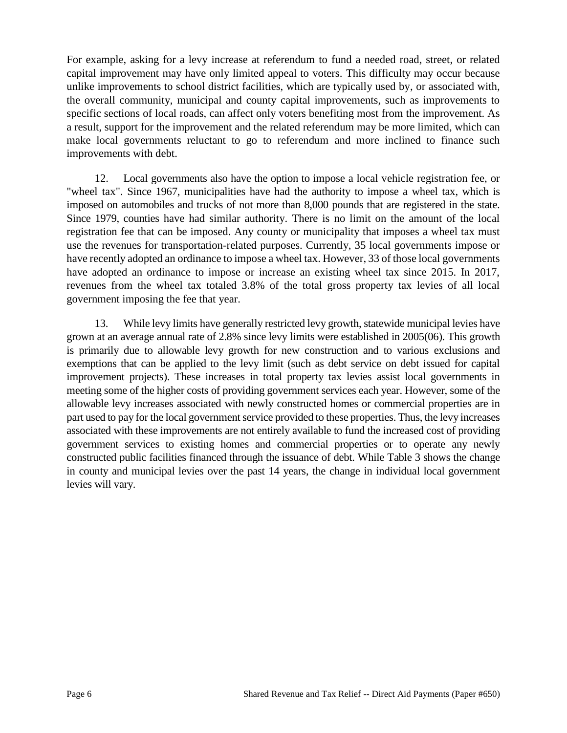For example, asking for a levy increase at referendum to fund a needed road, street, or related capital improvement may have only limited appeal to voters. This difficulty may occur because unlike improvements to school district facilities, which are typically used by, or associated with, the overall community, municipal and county capital improvements, such as improvements to specific sections of local roads, can affect only voters benefiting most from the improvement. As a result, support for the improvement and the related referendum may be more limited, which can make local governments reluctant to go to referendum and more inclined to finance such improvements with debt.

12. Local governments also have the option to impose a local vehicle registration fee, or "wheel tax". Since 1967, municipalities have had the authority to impose a wheel tax, which is imposed on automobiles and trucks of not more than 8,000 pounds that are registered in the state. Since 1979, counties have had similar authority. There is no limit on the amount of the local registration fee that can be imposed. Any county or municipality that imposes a wheel tax must use the revenues for transportation-related purposes. Currently, 35 local governments impose or have recently adopted an ordinance to impose a wheel tax. However, 33 of those local governments have adopted an ordinance to impose or increase an existing wheel tax since 2015. In 2017, revenues from the wheel tax totaled 3.8% of the total gross property tax levies of all local government imposing the fee that year.

13. While levy limits have generally restricted levy growth, statewide municipal levies have grown at an average annual rate of 2.8% since levy limits were established in 2005(06). This growth is primarily due to allowable levy growth for new construction and to various exclusions and exemptions that can be applied to the levy limit (such as debt service on debt issued for capital improvement projects). These increases in total property tax levies assist local governments in meeting some of the higher costs of providing government services each year. However, some of the allowable levy increases associated with newly constructed homes or commercial properties are in part used to pay for the local government service provided to these properties. Thus, the levy increases associated with these improvements are not entirely available to fund the increased cost of providing government services to existing homes and commercial properties or to operate any newly constructed public facilities financed through the issuance of debt. While Table 3 shows the change in county and municipal levies over the past 14 years, the change in individual local government levies will vary.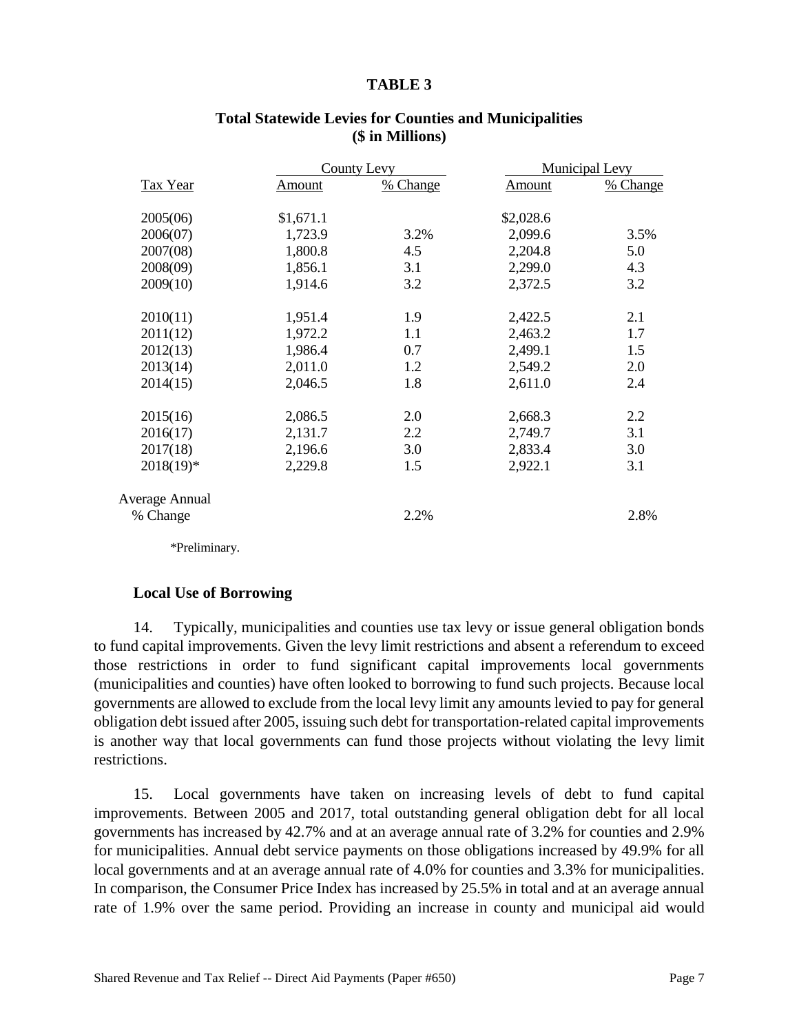**TABLE 3**

**Total Statewide Levies for Counties and Municipalities**
**($ in Millions)**

| | County Levy | | Municipal Levy | |
|---|---|---|---|---|
| Tax Year | Amount | % Change | Amount | % Change |
| 2005(06) | $1,671.1 | | $2,028.6 | |
| 2006(07) | 1,723.9 | 3.2% | 2,099.6 | 3.5% |
| 2007(08) | 1,800.8 | 4.5 | 2,204.8 | 5.0 |
| 2008(09) | 1,856.1 | 3.1 | 2,299.0 | 4.3 |
| 2009(10) | 1,914.6 | 3.2 | 2,372.5 | 3.2 |
| 2010(11) | 1,951.4 | 1.9 | 2,422.5 | 2.1 |
| 2011(12) | 1,972.2 | 1.1 | 2,463.2 | 1.7 |
| 2012(13) | 1,986.4 | 0.7 | 2,499.1 | 1.5 |
| 2013(14) | 2,011.0 | 1.2 | 2,549.2 | 2.0 |
| 2014(15) | 2,046.5 | 1.8 | 2,611.0 | 2.4 |
| 2015(16) | 2,086.5 | 2.0 | 2,668.3 | 2.2 |
| 2016(17) | 2,131.7 | 2.2 | 2,749.7 | 3.1 |
| 2017(18) | 2,196.6 | 3.0 | 2,833.4 | 3.0 |
| 2018(19)* | 2,229.8 | 1.5 | 2,922.1 | 3.1 |
| Average Annual % Change | | 2.2% | | 2.8% |

*Preliminary.

**Local Use of Borrowing**

14. Typically, municipalities and counties use tax levy or issue general obligation bonds to fund capital improvements. Given the levy limit restrictions and absent a referendum to exceed those restrictions in order to fund significant capital improvements local governments (municipalities and counties) have often looked to borrowing to fund such projects. Because local governments are allowed to exclude from the local levy limit any amounts levied to pay for general obligation debt issued after 2005, issuing such debt for transportation-related capital improvements is another way that local governments can fund those projects without violating the levy limit restrictions.

15. Local governments have taken on increasing levels of debt to fund capital improvements. Between 2005 and 2017, total outstanding general obligation debt for all local governments has increased by 42.7% and at an average annual rate of 3.2% for counties and 2.9% for municipalities. Annual debt service payments on those obligations increased by 49.9% for all local governments and at an average annual rate of 4.0% for counties and 3.3% for municipalities. In comparison, the Consumer Price Index has increased by 25.5% in total and at an average annual rate of 1.9% over the same period. Providing an increase in county and municipal aid would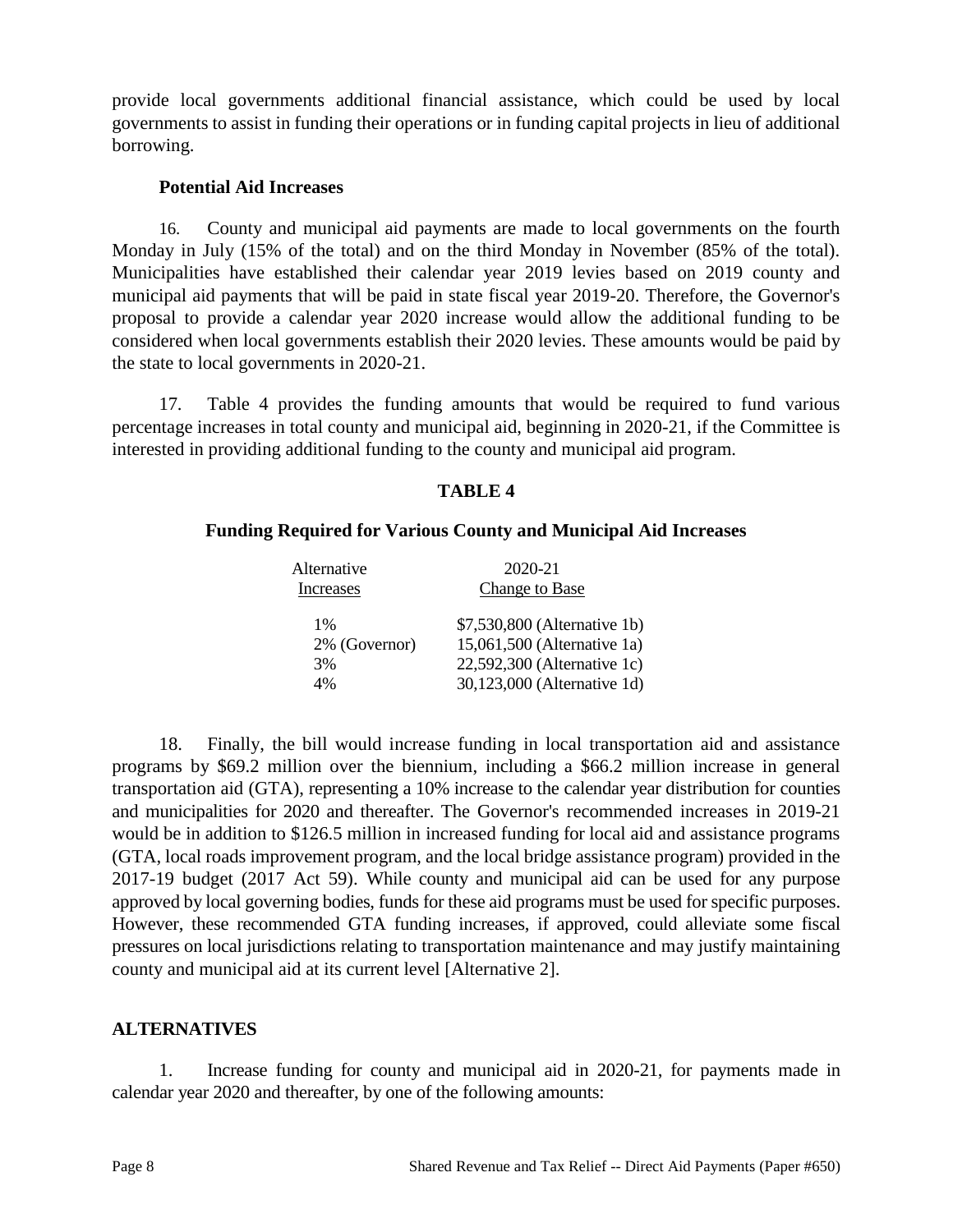provide local governments additional financial assistance, which could be used by local governments to assist in funding their operations or in funding capital projects in lieu of additional borrowing.

**Potential Aid Increases**

16. County and municipal aid payments are made to local governments on the fourth Monday in July (15% of the total) and on the third Monday in November (85% of the total). Municipalities have established their calendar year 2019 levies based on 2019 county and municipal aid payments that will be paid in state fiscal year 2019-20. Therefore, the Governor's proposal to provide a calendar year 2020 increase would allow the additional funding to be considered when local governments establish their 2020 levies. These amounts would be paid by the state to local governments in 2020-21.

17. Table 4 provides the funding amounts that would be required to fund various percentage increases in total county and municipal aid, beginning in 2020-21, if the Committee is interested in providing additional funding to the county and municipal aid program.

**TABLE 4**

**Funding Required for Various County and Municipal Aid Increases**

| Alternative Increases | 2020-21 Change to Base |
|---|---|
| 1% | $7,530,800 (Alternative 1b) |
| 2% (Governor) | 15,061,500 (Alternative 1a) |
| 3% | 22,592,300 (Alternative 1c) |
| 4% | 30,123,000 (Alternative 1d) |

18. Finally, the bill would increase funding in local transportation aid and assistance programs by $69.2 million over the biennium, including a $66.2 million increase in general transportation aid (GTA), representing a 10% increase to the calendar year distribution for counties and municipalities for 2020 and thereafter. The Governor's recommended increases in 2019-21 would be in addition to $126.5 million in increased funding for local aid and assistance programs (GTA, local roads improvement program, and the local bridge assistance program) provided in the 2017-19 budget (2017 Act 59). While county and municipal aid can be used for any purpose approved by local governing bodies, funds for these aid programs must be used for specific purposes. However, these recommended GTA funding increases, if approved, could alleviate some fiscal pressures on local jurisdictions relating to transportation maintenance and may justify maintaining county and municipal aid at its current level [Alternative 2].

## ALTERNATIVES

1. Increase funding for county and municipal aid in 2020-21, for payments made in calendar year 2020 and thereafter, by one of the following amounts: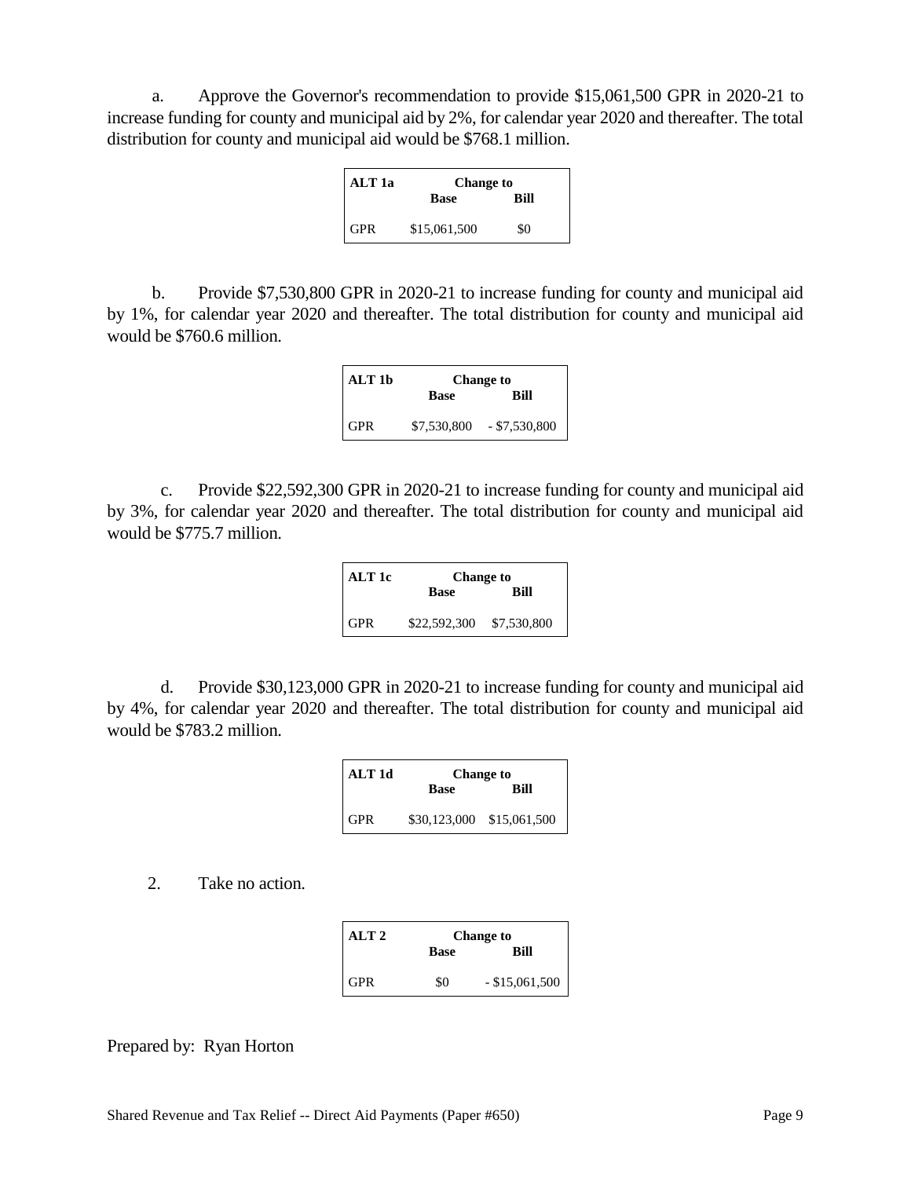a. Approve the Governor's recommendation to provide $15,061,500 GPR in 2020-21 to increase funding for county and municipal aid by 2%, for calendar year 2020 and thereafter. The total distribution for county and municipal aid would be $768.1 million.

| ALT 1a | Change to Base | Change to Bill |
|---|---|---|
| GPR | $15,061,500 | $0 |

b. Provide $7,530,800 GPR in 2020-21 to increase funding for county and municipal aid by 1%, for calendar year 2020 and thereafter. The total distribution for county and municipal aid would be $760.6 million.

| ALT 1b | Change to Base | Change to Bill |
|---|---|---|
| GPR | $7,530,800 | - $7,530,800 |

c. Provide $22,592,300 GPR in 2020-21 to increase funding for county and municipal aid by 3%, for calendar year 2020 and thereafter. The total distribution for county and municipal aid would be $775.7 million.

| ALT 1c | Change to Base | Change to Bill |
|---|---|---|
| GPR | $22,592,300 | $7,530,800 |

d. Provide $30,123,000 GPR in 2020-21 to increase funding for county and municipal aid by 4%, for calendar year 2020 and thereafter. The total distribution for county and municipal aid would be $783.2 million.

| ALT 1d | Change to Base | Change to Bill |
|---|---|---|
| GPR | $30,123,000 | $15,061,500 |

2. Take no action.

| ALT 2 | Change to Base | Change to Bill |
|---|---|---|
| GPR | $0 | - $15,061,500 |

Prepared by: Ryan Horton